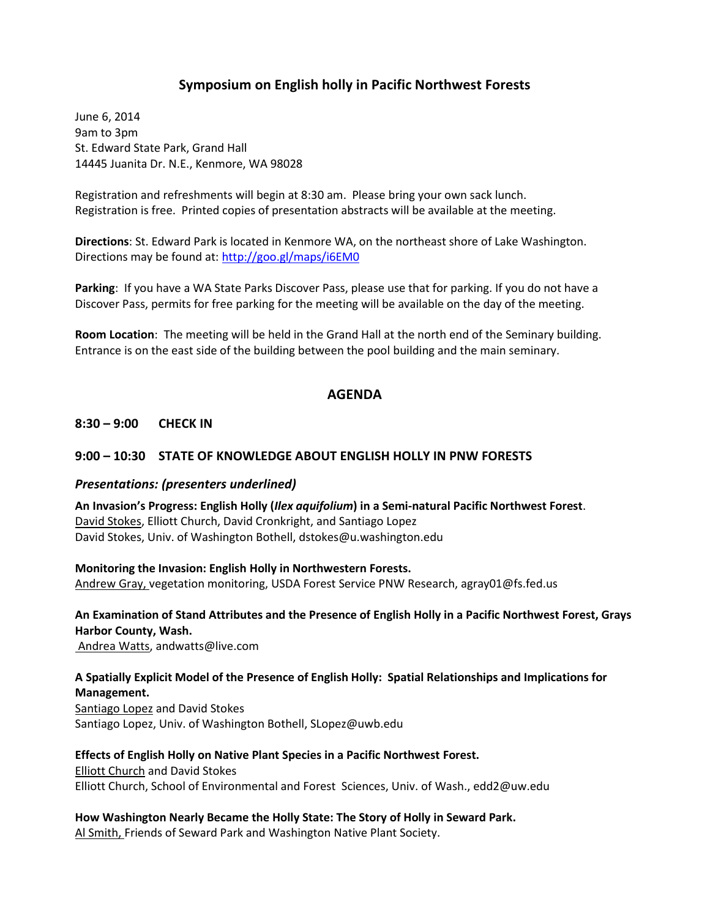# Symposium on English holly in Pacific Northwest Forests

June 6, 2014
9am to 3pm
St. Edward State Park, Grand Hall
14445 Juanita Dr. N.E., Kenmore, WA 98028

Registration and refreshments will begin at 8:30 am. Please bring your own sack lunch.
Registration is free. Printed copies of presentation abstracts will be available at the meeting.

**Directions**: St. Edward Park is located in Kenmore WA, on the northeast shore of Lake Washington. Directions may be found at: http://goo.gl/maps/i6EM0

**Parking**: If you have a WA State Parks Discover Pass, please use that for parking. If you do not have a Discover Pass, permits for free parking for the meeting will be available on the day of the meeting.

**Room Location**: The meeting will be held in the Grand Hall at the north end of the Seminary building. Entrance is on the east side of the building between the pool building and the main seminary.

## AGENDA

### 8:30 – 9:00 CHECK IN

### 9:00 – 10:30 STATE OF KNOWLEDGE ABOUT ENGLISH HOLLY IN PNW FORESTS

#### *Presentations: (presenters underlined)*

**An Invasion's Progress: English Holly (*Ilex aquifolium*) in a Semi-natural Pacific Northwest Forest**.
<u>David Stokes</u>, Elliott Church, David Cronkright, and Santiago Lopez
David Stokes, Univ. of Washington Bothell, dstokes@u.washington.edu

**Monitoring the Invasion: English Holly in Northwestern Forests.**
<u>Andrew Gray,</u> vegetation monitoring, USDA Forest Service PNW Research, agray01@fs.fed.us

**An Examination of Stand Attributes and the Presence of English Holly in a Pacific Northwest Forest, Grays Harbor County, Wash.**
<u>Andrea Watts</u>, andwatts@live.com

**A Spatially Explicit Model of the Presence of English Holly: Spatial Relationships and Implications for Management.**
<u>Santiago Lopez</u> and David Stokes
Santiago Lopez, Univ. of Washington Bothell, SLopez@uwb.edu

**Effects of English Holly on Native Plant Species in a Pacific Northwest Forest.**
<u>Elliott Church</u> and David Stokes
Elliott Church, School of Environmental and Forest Sciences, Univ. of Wash., edd2@uw.edu

**How Washington Nearly Became the Holly State: The Story of Holly in Seward Park.**
<u>Al Smith,</u> Friends of Seward Park and Washington Native Plant Society.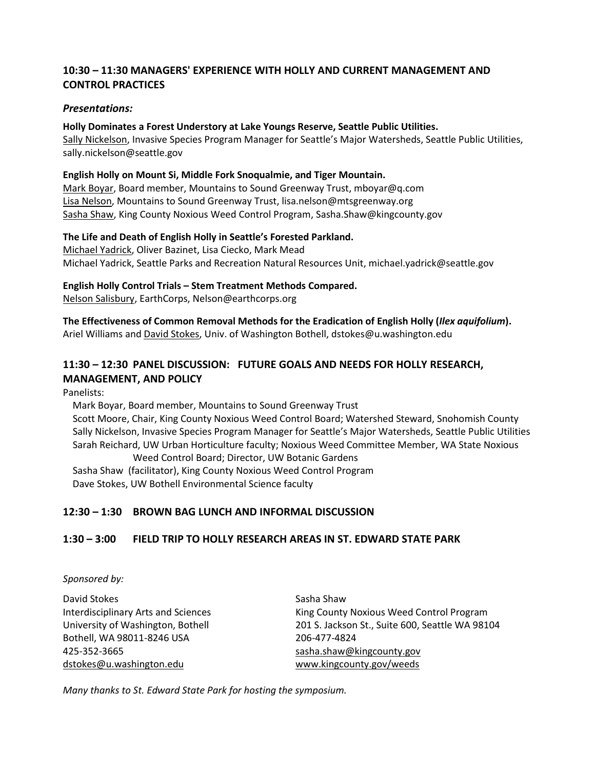### 10:30 – 11:30 MANAGERS' EXPERIENCE WITH HOLLY AND CURRENT MANAGEMENT AND CONTROL PRACTICES

***Presentations:***

**Holly Dominates a Forest Understory at Lake Youngs Reserve, Seattle Public Utilities.**
Sally Nickelson, Invasive Species Program Manager for Seattle's Major Watersheds, Seattle Public Utilities, sally.nickelson@seattle.gov

**English Holly on Mount Si, Middle Fork Snoqualmie, and Tiger Mountain.**
Mark Boyar, Board member, Mountains to Sound Greenway Trust, mboyar@q.com
Lisa Nelson, Mountains to Sound Greenway Trust, lisa.nelson@mtsgreenway.org
Sasha Shaw, King County Noxious Weed Control Program, Sasha.Shaw@kingcounty.gov

**The Life and Death of English Holly in Seattle's Forested Parkland.**
Michael Yadrick, Oliver Bazinet, Lisa Ciecko, Mark Mead
Michael Yadrick, Seattle Parks and Recreation Natural Resources Unit, michael.yadrick@seattle.gov

**English Holly Control Trials – Stem Treatment Methods Compared.**
Nelson Salisbury, EarthCorps, Nelson@earthcorps.org

**The Effectiveness of Common Removal Methods for the Eradication of English Holly (*Ilex aquifolium*).**
Ariel Williams and David Stokes, Univ. of Washington Bothell, dstokes@u.washington.edu

### 11:30 – 12:30 PANEL DISCUSSION: FUTURE GOALS AND NEEDS FOR HOLLY RESEARCH, MANAGEMENT, AND POLICY

Panelists:

- Mark Boyar, Board member, Mountains to Sound Greenway Trust
- Scott Moore, Chair, King County Noxious Weed Control Board; Watershed Steward, Snohomish County
- Sally Nickelson, Invasive Species Program Manager for Seattle's Major Watersheds, Seattle Public Utilities
- Sarah Reichard, UW Urban Horticulture faculty; Noxious Weed Committee Member, WA State Noxious Weed Control Board; Director, UW Botanic Gardens
- Sasha Shaw (facilitator), King County Noxious Weed Control Program
- Dave Stokes, UW Bothell Environmental Science faculty

### 12:30 – 1:30 BROWN BAG LUNCH AND INFORMAL DISCUSSION

### 1:30 – 3:00 FIELD TRIP TO HOLLY RESEARCH AREAS IN ST. EDWARD STATE PARK

*Sponsored by:*

David Stokes
Interdisciplinary Arts and Sciences
University of Washington, Bothell
Bothell, WA 98011-8246 USA
425-352-3665
dstokes@u.washington.edu

Sasha Shaw
King County Noxious Weed Control Program
201 S. Jackson St., Suite 600, Seattle WA 98104
206-477-4824
sasha.shaw@kingcounty.gov
www.kingcounty.gov/weeds

*Many thanks to St. Edward State Park for hosting the symposium.*